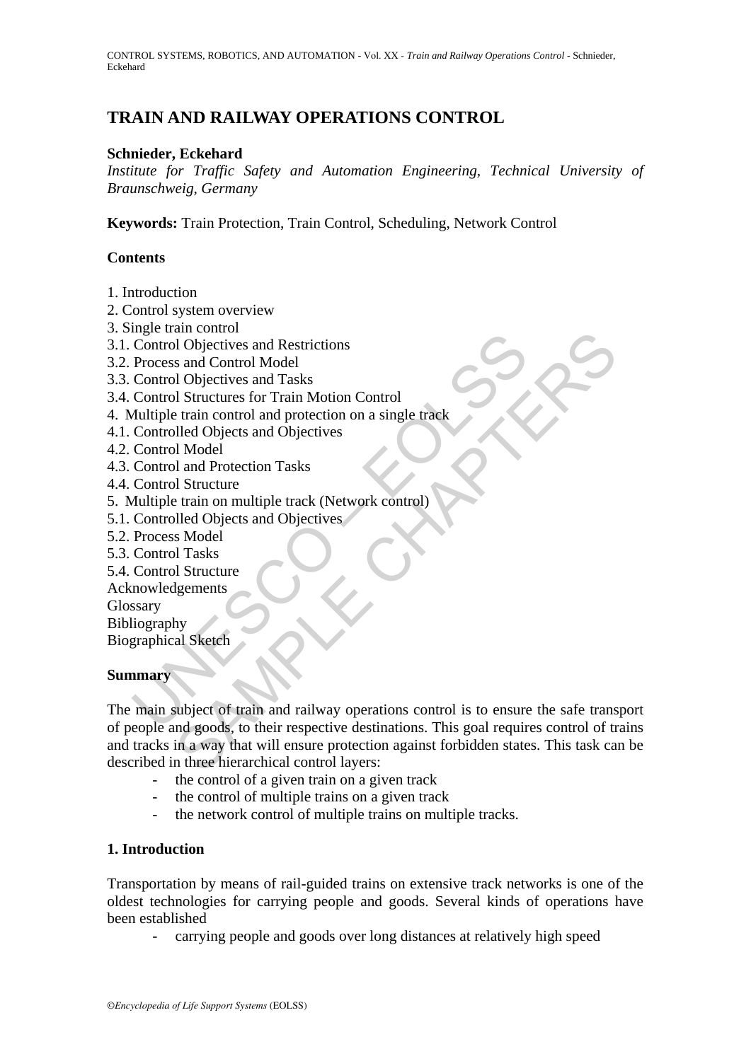# TRAIN AND RAILWAY OPERATIONS CONTROL

**Schnieder, Eckehard**

*Institute for Traffic Safety and Automation Engineering, Technical University of Braunschweig, Germany*

**Keywords:** Train Protection, Train Control, Scheduling, Network Control

## Contents

1. Introduction
2. Control system overview
3. Single train control
3.1. Control Objectives and Restrictions
3.2. Process and Control Model
3.3. Control Objectives and Tasks
3.4. Control Structures for Train Motion Control
4. Multiple train control and protection on a single track
4.1. Controlled Objects and Objectives
4.2. Control Model
4.3. Control and Protection Tasks
4.4. Control Structure
5. Multiple train on multiple track (Network control)
5.1. Controlled Objects and Objectives
5.2. Process Model
5.3. Control Tasks
5.4. Control Structure

Acknowledgements
Glossary
Bibliography
Biographical Sketch

## Summary

The main subject of train and railway operations control is to ensure the safe transport of people and goods, to their respective destinations. This goal requires control of trains and tracks in a way that will ensure protection against forbidden states. This task can be described in three hierarchical control layers:

- the control of a given train on a given track
- the control of multiple trains on a given track
- the network control of multiple trains on multiple tracks.

## 1. Introduction

Transportation by means of rail-guided trains on extensive track networks is one of the oldest technologies for carrying people and goods. Several kinds of operations have been established

- carrying people and goods over long distances at relatively high speed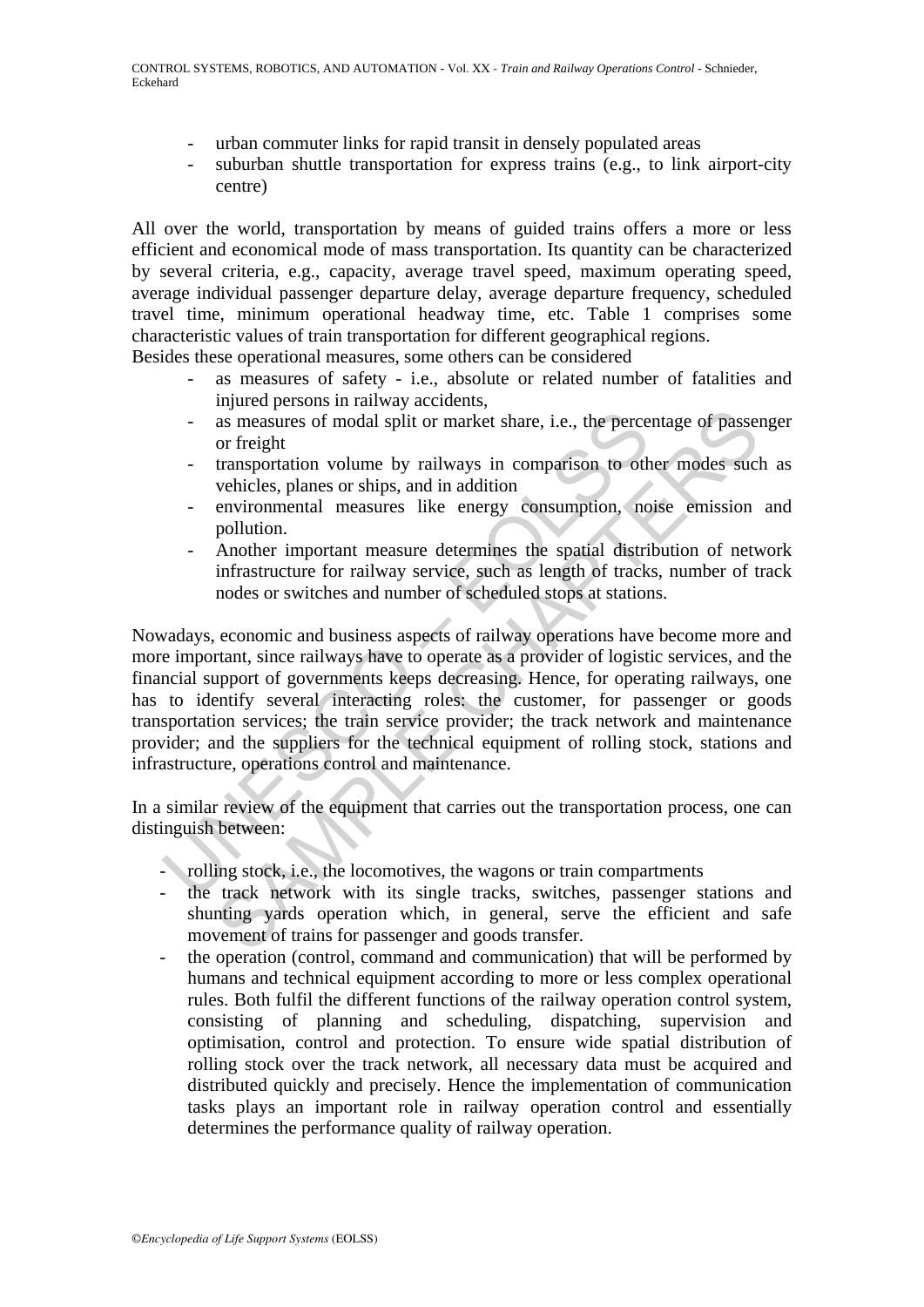- urban commuter links for rapid transit in densely populated areas
- suburban shuttle transportation for express trains (e.g., to link airport-city centre)

All over the world, transportation by means of guided trains offers a more or less efficient and economical mode of mass transportation. Its quantity can be characterized by several criteria, e.g., capacity, average travel speed, maximum operating speed, average individual passenger departure delay, average departure frequency, scheduled travel time, minimum operational headway time, etc. Table 1 comprises some characteristic values of train transportation for different geographical regions.
Besides these operational measures, some others can be considered

- as measures of safety - i.e., absolute or related number of fatalities and injured persons in railway accidents,
- as measures of modal split or market share, i.e., the percentage of passenger or freight
- transportation volume by railways in comparison to other modes such as vehicles, planes or ships, and in addition
- environmental measures like energy consumption, noise emission and pollution.
- Another important measure determines the spatial distribution of network infrastructure for railway service, such as length of tracks, number of track nodes or switches and number of scheduled stops at stations.

Nowadays, economic and business aspects of railway operations have become more and more important, since railways have to operate as a provider of logistic services, and the financial support of governments keeps decreasing. Hence, for operating railways, one has to identify several interacting roles: the customer, for passenger or goods transportation services; the train service provider; the track network and maintenance provider; and the suppliers for the technical equipment of rolling stock, stations and infrastructure, operations control and maintenance.

In a similar review of the equipment that carries out the transportation process, one can distinguish between:

- rolling stock, i.e., the locomotives, the wagons or train compartments
- the track network with its single tracks, switches, passenger stations and shunting yards operation which, in general, serve the efficient and safe movement of trains for passenger and goods transfer.
- the operation (control, command and communication) that will be performed by humans and technical equipment according to more or less complex operational rules. Both fulfil the different functions of the railway operation control system, consisting of planning and scheduling, dispatching, supervision and optimisation, control and protection. To ensure wide spatial distribution of rolling stock over the track network, all necessary data must be acquired and distributed quickly and precisely. Hence the implementation of communication tasks plays an important role in railway operation control and essentially determines the performance quality of railway operation.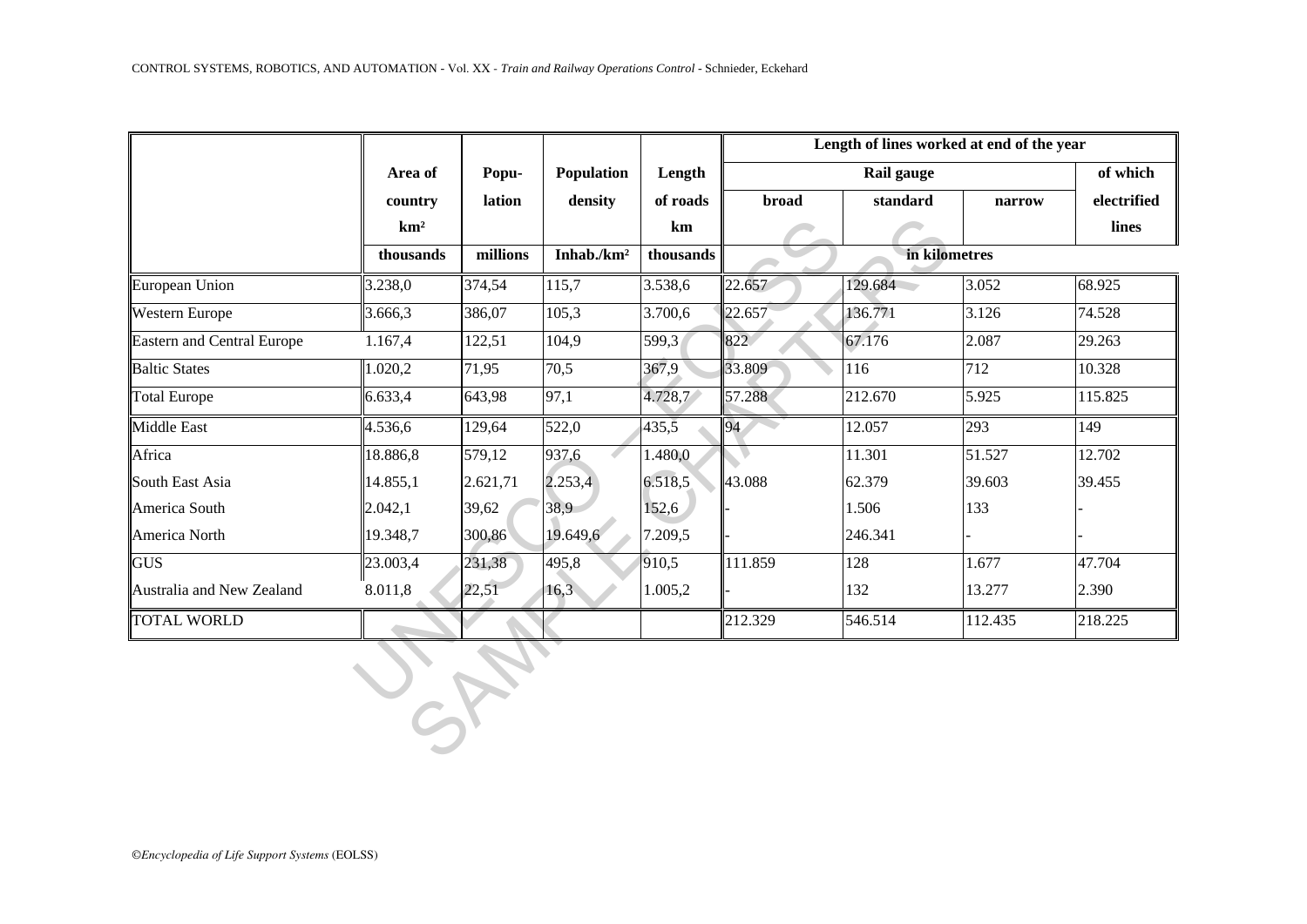| | Area of country km² | Popu-lation | Population density | Length of roads km | Length of lines worked at end of the year | | | |
|---|---|---|---|---|---|---|---|---|
| | | | | | Rail gauge | | | of which electrified lines |
| | | | | | broad | standard | narrow | |
| | thousands | millions | Inhab./km² | thousands | in kilometres | | | |
| European Union | 3.238,0 | 374,54 | 115,7 | 3.538,6 | 22.657 | 129.684 | 3.052 | 68.925 |
| Western Europe | 3.666,3 | 386,07 | 105,3 | 3.700,6 | 22.657 | 136.771 | 3.126 | 74.528 |
| Eastern and Central Europe | 1.167,4 | 122,51 | 104,9 | 599,3 | 822 | 67.176 | 2.087 | 29.263 |
| Baltic States | 1.020,2 | 71,95 | 70,5 | 367,9 | 33.809 | 116 | 712 | 10.328 |
| Total Europe | 6.633,4 | 643,98 | 97,1 | 4.728,7 | 57.288 | 212.670 | 5.925 | 115.825 |
| Middle East | 4.536,6 | 129,64 | 522,0 | 435,5 | 94 | 12.057 | 293 | 149 |
| Africa | 18.886,8 | 579,12 | 937,6 | 1.480,0 | | 11.301 | 51.527 | 12.702 |
| South East Asia | 14.855,1 | 2.621,71 | 2.253,4 | 6.518,5 | 43.088 | 62.379 | 39.603 | 39.455 |
| America South | 2.042,1 | 39,62 | 38,9 | 152,6 | - | 1.506 | 133 | - |
| America North | 19.348,7 | 300,86 | 19.649,6 | 7.209,5 | - | 246.341 | - | - |
| GUS | 23.003,4 | 231,38 | 495,8 | 910,5 | 111.859 | 128 | 1.677 | 47.704 |
| Australia and New Zealand | 8.011,8 | 22,51 | 16,3 | 1.005,2 | - | 132 | 13.277 | 2.390 |
| TOTAL WORLD | | | | | 212.329 | 546.514 | 112.435 | 218.225 |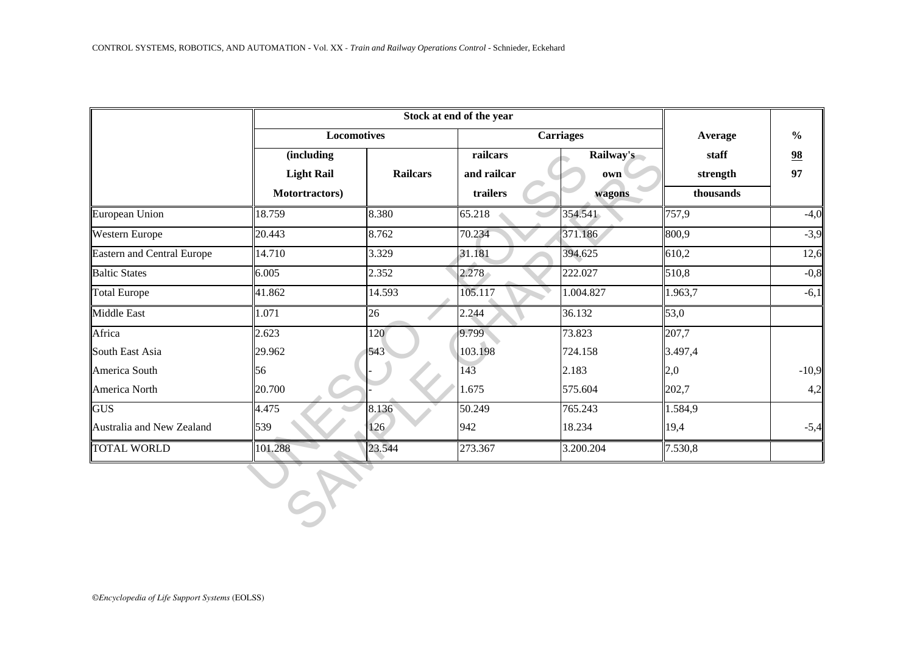| | Stock at end of the year | | | | Average staff strength thousands | % 98 97 |
|---|---|---|---|---|---|---|
| | Locomotives | | Carriages | | | |
| | (including Light Rail Motortractors) | Railcars | railcars and railcar trailers | Railway's own wagons | | |
| European Union | 18.759 | 8.380 | 65.218 | 354.541 | 757,9 | -4,0 |
| Western Europe | 20.443 | 8.762 | 70.234 | 371.186 | 800,9 | -3,9 |
| Eastern and Central Europe | 14.710 | 3.329 | 31.181 | 394.625 | 610,2 | 12,6 |
| Baltic States | 6.005 | 2.352 | 2.278 | 222.027 | 510,8 | -0,8 |
| Total Europe | 41.862 | 14.593 | 105.117 | 1.004.827 | 1.963,7 | -6,1 |
| Middle East | 1.071 | 26 | 2.244 | 36.132 | 53,0 | |
| Africa | 2.623 | 120 | 9.799 | 73.823 | 207,7 | |
| South East Asia | 29.962 | 543 | 103.198 | 724.158 | 3.497,4 | |
| America South | 56 | - | 143 | 2.183 | 2,0 | -10,9 |
| America North | 20.700 | - | 1.675 | 575.604 | 202,7 | 4,2 |
| GUS | 4.475 | 8.136 | 50.249 | 765.243 | 1.584,9 | |
| Australia and New Zealand | 539 | 126 | 942 | 18.234 | 19,4 | -5,4 |
| TOTAL WORLD | 101.288 | 23.544 | 273.367 | 3.200.204 | 7.530,8 | |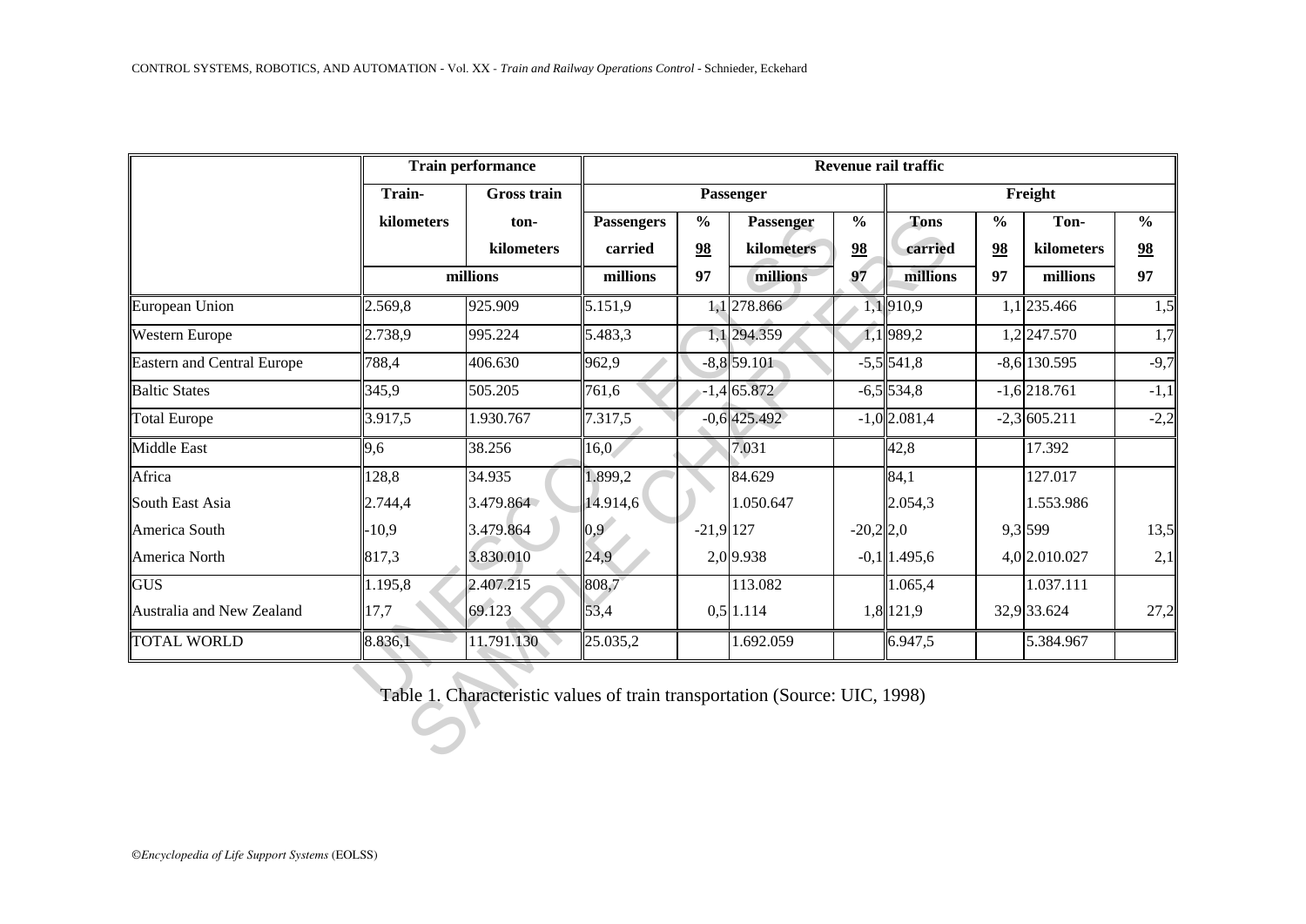| | Train performance | | Revenue rail traffic | | | | | | | |
|---|---|---|---|---|---|---|---|---|---|---|
| | | | Passenger | | | | Freight | | | |
| | Train-kilometers | Gross train ton-kilometers | Passengers carried | % 98 97 | Passenger kilometers | % 98 97 | Tons carried | % 98 97 | Ton-kilometers | % 98 97 |
| | millions | | millions | | millions | | millions | | millions | |
| European Union | 2.569,8 | 925.909 | 5.151,9 | 1,1 | 278.866 | 1,1 | 910,9 | 1,1 | 235.466 | 1,5 |
| Western Europe | 2.738,9 | 995.224 | 5.483,3 | 1,1 | 294.359 | 1,1 | 989,2 | 1,2 | 247.570 | 1,7 |
| Eastern and Central Europe | 788,4 | 406.630 | 962,9 | -8,8 | 59.101 | -5,5 | 541,8 | -8,6 | 130.595 | -9,7 |
| Baltic States | 345,9 | 505.205 | 761,6 | -1,4 | 65.872 | -6,5 | 534,8 | -1,6 | 218.761 | -1,1 |
| Total Europe | 3.917,5 | 1.930.767 | 7.317,5 | -0,6 | 425.492 | -1,0 | 2.081,4 | -2,3 | 605.211 | -2,2 |
| Middle East | 9,6 | 38.256 | 16,0 | | 7.031 | | 42,8 | | 17.392 | |
| Africa | 128,8 | 34.935 | 1.899,2 | | 84.629 | | 84,1 | | 127.017 | |
| South East Asia | 2.744,4 | 3.479.864 | 14.914,6 | | 1.050.647 | | 2.054,3 | | 1.553.986 | |
| America South | -10,9 | 3.479.864 | 0,9 | -21,9 | 127 | -20,2 | 2,0 | 9,3 | 599 | 13,5 |
| America North | 817,3 | 3.830.010 | 24,9 | 2,0 | 9.938 | -0,1 | 1.495,6 | 4,0 | 2.010.027 | 2,1 |
| GUS | 1.195,8 | 2.407.215 | 808,7 | | 113.082 | | 1.065,4 | | 1.037.111 | |
| Australia and New Zealand | 17,7 | 69.123 | 53,4 | 0,5 | 1.114 | 1,8 | 121,9 | 32,9 | 33.624 | 27,2 |
| TOTAL WORLD | 8.836,1 | 11.791.130 | 25.035,2 | | 1.692.059 | | 6.947,5 | | 5.384.967 | |

Table 1. Characteristic values of train transportation (Source: UIC, 1998)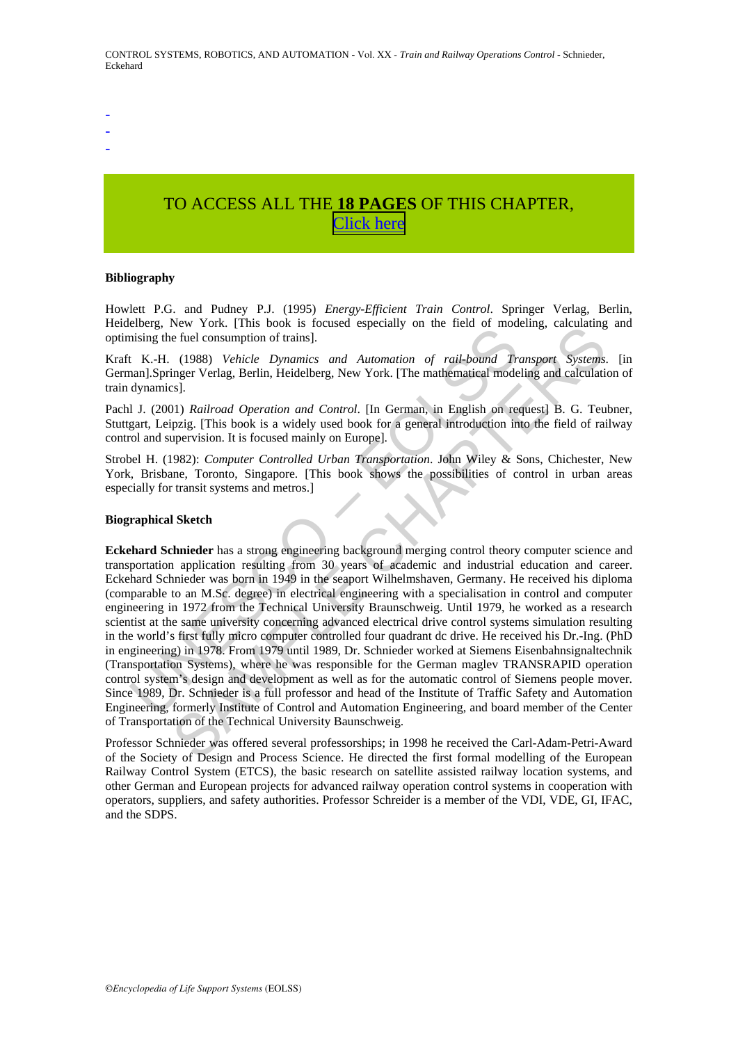-
-
-

TO ACCESS ALL THE **18 PAGES** OF THIS CHAPTER,
[Click here]

**Bibliography**

Howlett P.G. and Pudney P.J. (1995) *Energy-Efficient Train Control*. Springer Verlag, Berlin, Heidelberg, New York. [This book is focused especially on the field of modeling, calculating and optimising the fuel consumption of trains].

Kraft K.-H. (1988) *Vehicle Dynamics and Automation of rail-bound Transport Systems*. [in German].Springer Verlag, Berlin, Heidelberg, New York. [The mathematical modeling and calculation of train dynamics].

Pachl J. (2001) *Railroad Operation and Control*. [In German, in English on request] B. G. Teubner, Stuttgart, Leipzig. [This book is a widely used book for a general introduction into the field of railway control and supervision. It is focused mainly on Europe].

Strobel H. (1982): *Computer Controlled Urban Transportation*. John Wiley & Sons, Chichester, New York, Brisbane, Toronto, Singapore. [This book shows the possibilities of control in urban areas especially for transit systems and metros.]

**Biographical Sketch**

**Eckehard Schnieder** has a strong engineering background merging control theory computer science and transportation application resulting from 30 years of academic and industrial education and career. Eckehard Schnieder was born in 1949 in the seaport Wilhelmshaven, Germany. He received his diploma (comparable to an M.Sc. degree) in electrical engineering with a specialisation in control and computer engineering in 1972 from the Technical University Braunschweig. Until 1979, he worked as a research scientist at the same university concerning advanced electrical drive control systems simulation resulting in the world's first fully micro computer controlled four quadrant dc drive. He received his Dr.-Ing. (PhD in engineering) in 1978. From 1979 until 1989, Dr. Schnieder worked at Siemens Eisenbahnsignaltechnik (Transportation Systems), where he was responsible for the German maglev TRANSRAPID operation control system's design and development as well as for the automatic control of Siemens people mover. Since 1989, Dr. Schnieder is a full professor and head of the Institute of Traffic Safety and Automation Engineering, formerly Institute of Control and Automation Engineering, and board member of the Center of Transportation of the Technical University Baunschweig.

Professor Schnieder was offered several professorships; in 1998 he received the Carl-Adam-Petri-Award of the Society of Design and Process Science. He directed the first formal modelling of the European Railway Control System (ETCS), the basic research on satellite assisted railway location systems, and other German and European projects for advanced railway operation control systems in cooperation with operators, suppliers, and safety authorities. Professor Schreider is a member of the VDI, VDE, GI, IFAC, and the SDPS.